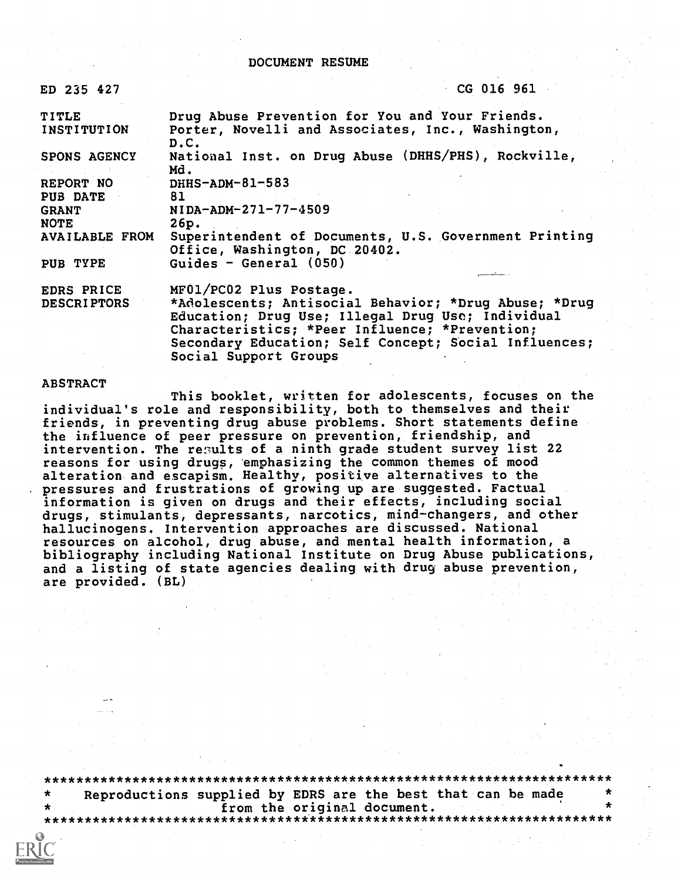# DOCUMENT RESUME

ED 235 427 CG 016 961

| | |
|---|---|
| TITLE | Drug Abuse Prevention for You and Your Friends. |
| INSTITUTION | Porter, Novelli and Associates, Inc., Washington, D.C. |
| SPONS AGENCY | National Inst. on Drug Abuse (DHHS/PHS), Rockville, Md. |
| REPORT NO | DHHS-ADM-81-583 |
| PUB DATE | 81 |
| GRANT | NIDA-ADM-271-77-4509 |
| NOTE | 26p. |
| AVAILABLE FROM | Superintendent of Documents, U.S. Government Printing Office, Washington, DC 20402. |
| PUB TYPE | Guides - General (050) |
| EDRS PRICE | MF01/PC02 Plus Postage. |
| DESCRIPTORS | *Adolescents; Antisocial Behavior; *Drug Abuse; *Drug Education; Drug Use; Illegal Drug Use; Individual Characteristics; *Peer Influence; *Prevention; Secondary Education; Self Concept; Social Influences; Social Support Groups |

## ABSTRACT

This booklet, written for adolescents, focuses on the individual's role and responsibility, both to themselves and their friends, in preventing drug abuse problems. Short statements define the influence of peer pressure on prevention, friendship, and intervention. The results of a ninth grade student survey list 22 reasons for using drugs, emphasizing the common themes of mood alteration and escapism. Healthy, positive alternatives to the pressures and frustrations of growing up are suggested. Factual information is given on drugs and their effects, including social drugs, stimulants, depressants, narcotics, mind-changers, and other hallucinogens. Intervention approaches are discussed. National resources on alcohol, drug abuse, and mental health information, a bibliography including National Institute on Drug Abuse publications, and a listing of state agencies dealing with drug abuse prevention, are provided. (BL)

***********************************************************************
* Reproductions supplied by EDRS are the best that can be made *
* from the original document. *
***********************************************************************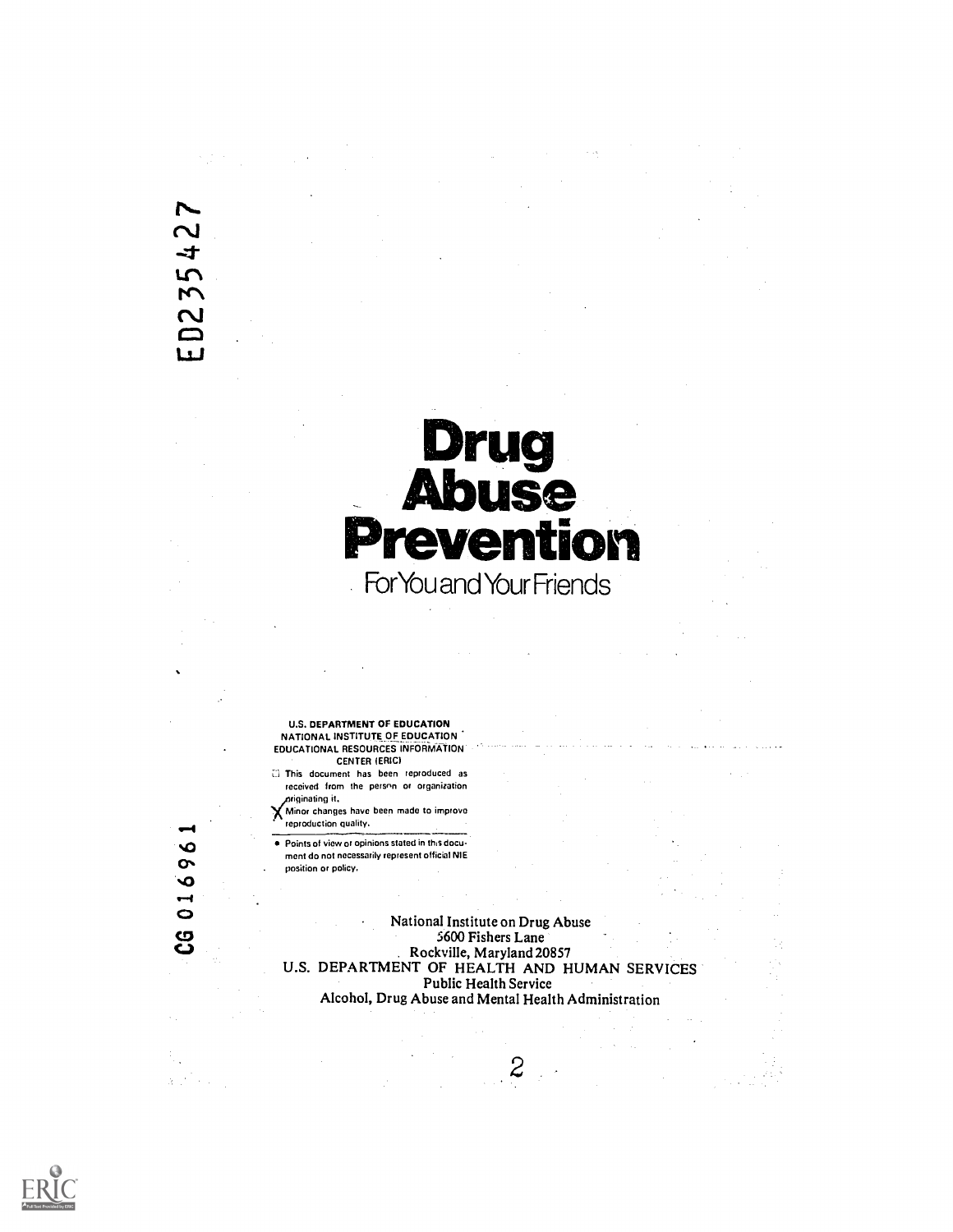ED235427

# Drug Abuse Prevention

## For You and Your Friends

U.S. DEPARTMENT OF EDUCATION
NATIONAL INSTITUTE OF EDUCATION
EDUCATIONAL RESOURCES INFORMATION
CENTER (ERIC)

- This document has been reproduced as received from the person or organization originating it.
- X Minor changes have been made to improve reproduction quality.

- Points of view or opinions stated in this document do not necessarily represent official NIE position or policy.

CG 016961

National Institute on Drug Abuse
5600 Fishers Lane
Rockville, Maryland 20857
U.S. DEPARTMENT OF HEALTH AND HUMAN SERVICES
Public Health Service
Alcohol, Drug Abuse and Mental Health Administration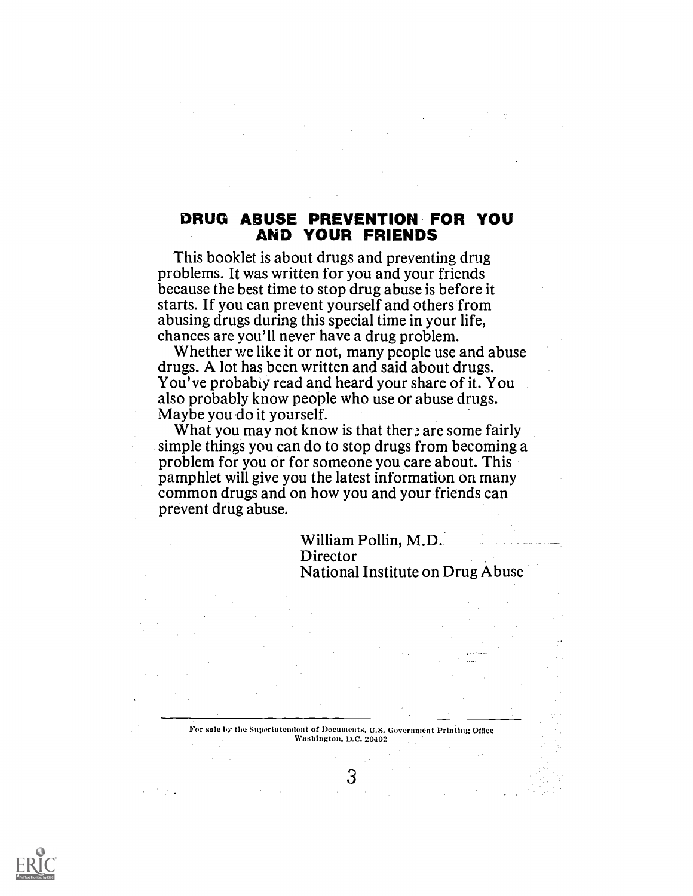## DRUG ABUSE PREVENTION FOR YOU AND YOUR FRIENDS

This booklet is about drugs and preventing drug problems. It was written for you and your friends because the best time to stop drug abuse is before it starts. If you can prevent yourself and others from abusing drugs during this special time in your life, chances are you'll never have a drug problem.

Whether we like it or not, many people use and abuse drugs. A lot has been written and said about drugs. You've probably read and heard your share of it. You also probably know people who use or abuse drugs. Maybe you do it yourself.

What you may not know is that there are some fairly simple things you can do to stop drugs from becoming a problem for you or for someone you care about. This pamphlet will give you the latest information on many common drugs and on how you and your friends can prevent drug abuse.

William Pollin, M.D.
Director
National Institute on Drug Abuse

For sale by the Superintendent of Documents, U.S. Government Printing Office
Washington, D.C. 20402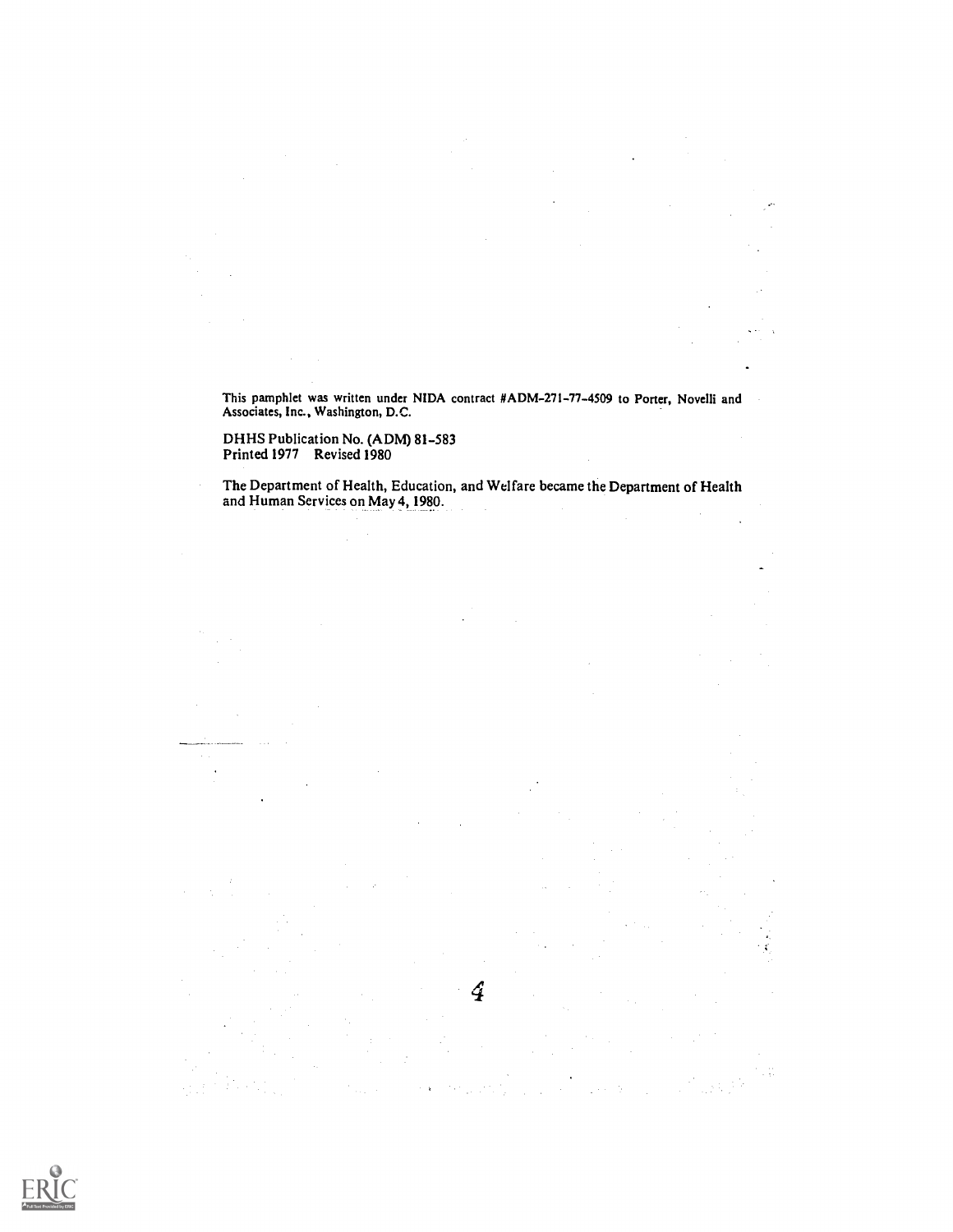This pamphlet was written under NIDA contract #ADM-271-77-4509 to Porter, Novelli and Associates, Inc., Washington, D.C.

DHHS Publication No. (ADM) 81-583
Printed 1977 Revised 1980

The Department of Health, Education, and Welfare became the Department of Health and Human Services on May 4, 1980.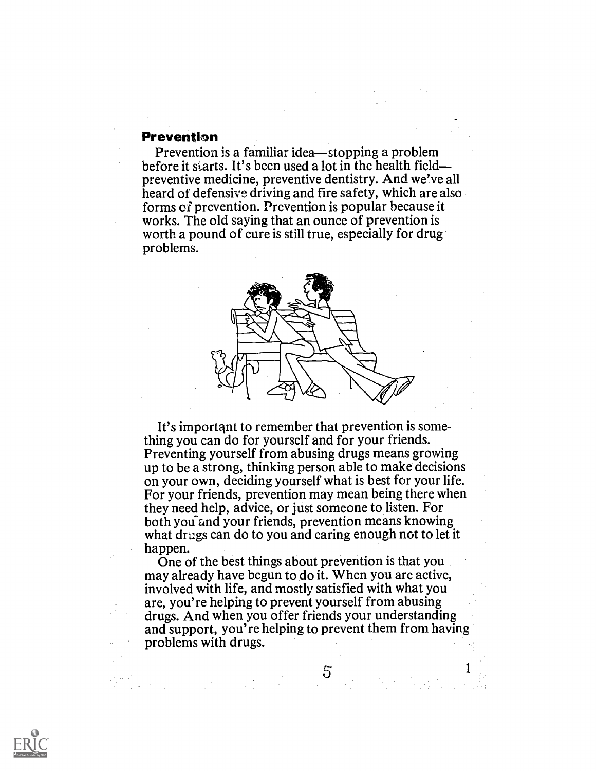## Prevention

Prevention is a familiar idea—stopping a problem before it starts. It's been used a lot in the health field—preventive medicine, preventive dentistry. And we've all heard of defensive driving and fire safety, which are also forms of prevention. Prevention is popular because it works. The old saying that an ounce of prevention is worth a pound of cure is still true, especially for drug problems.

It's important to remember that prevention is something you can do for yourself and for your friends. Preventing yourself from abusing drugs means growing up to be a strong, thinking person able to make decisions on your own, deciding yourself what is best for your life. For your friends, prevention may mean being there when they need help, advice, or just someone to listen. For both you and your friends, prevention means knowing what drugs can do to you and caring enough not to let it happen.

One of the best things about prevention is that you may already have begun to do it. When you are active, involved with life, and mostly satisfied with what you are, you're helping to prevent yourself from abusing drugs. And when you offer friends your understanding and support, you're helping to prevent them from having problems with drugs.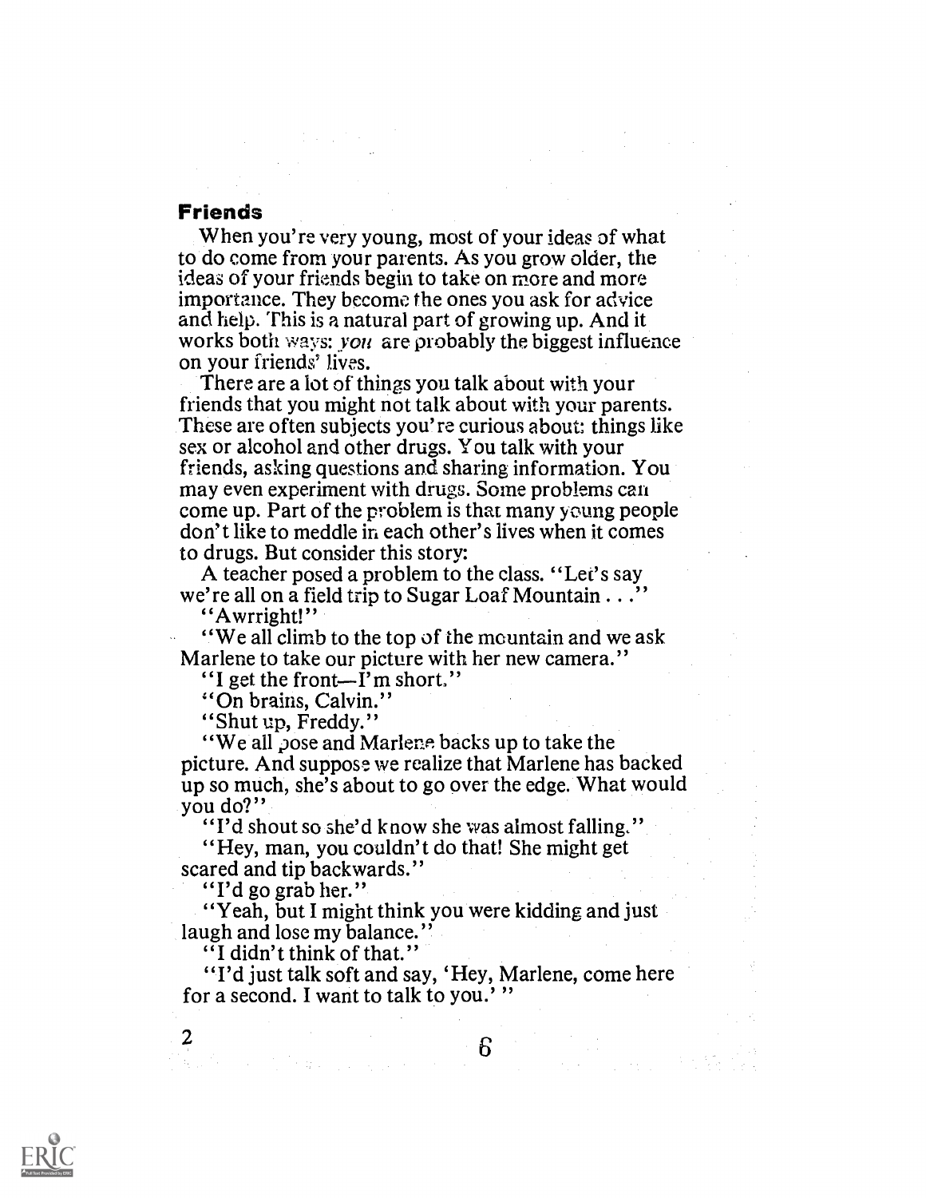## Friends

When you're very young, most of your ideas of what to do come from your parents. As you grow older, the ideas of your friends begin to take on more and more importance. They become the ones you ask for advice and help. This is a natural part of growing up. And it works both ways: *you* are probably the biggest influence on your friends' lives.

There are a lot of things you talk about with your friends that you might not talk about with your parents. These are often subjects you're curious about: things like sex or alcohol and other drugs. You talk with your friends, asking questions and sharing information. You may even experiment with drugs. Some problems can come up. Part of the problem is that many young people don't like to meddle in each other's lives when it comes to drugs. But consider this story:

A teacher posed a problem to the class. "Let's say we're all on a field trip to Sugar Loaf Mountain . . ."

"Awrright!"

"We all climb to the top of the mountain and we ask Marlene to take our picture with her new camera."

"I get the front—I'm short."

"On brains, Calvin."

"Shut up, Freddy."

"We all pose and Marlene backs up to take the picture. And suppose we realize that Marlene has backed up so much, she's about to go over the edge. What would you do?"

"I'd shout so she'd know she was almost falling."

"Hey, man, you couldn't do that! She might get scared and tip backwards."

"I'd go grab her."

"Yeah, but I might think you were kidding and just laugh and lose my balance."

"I didn't think of that."

"I'd just talk soft and say, 'Hey, Marlene, come here for a second. I want to talk to you.' "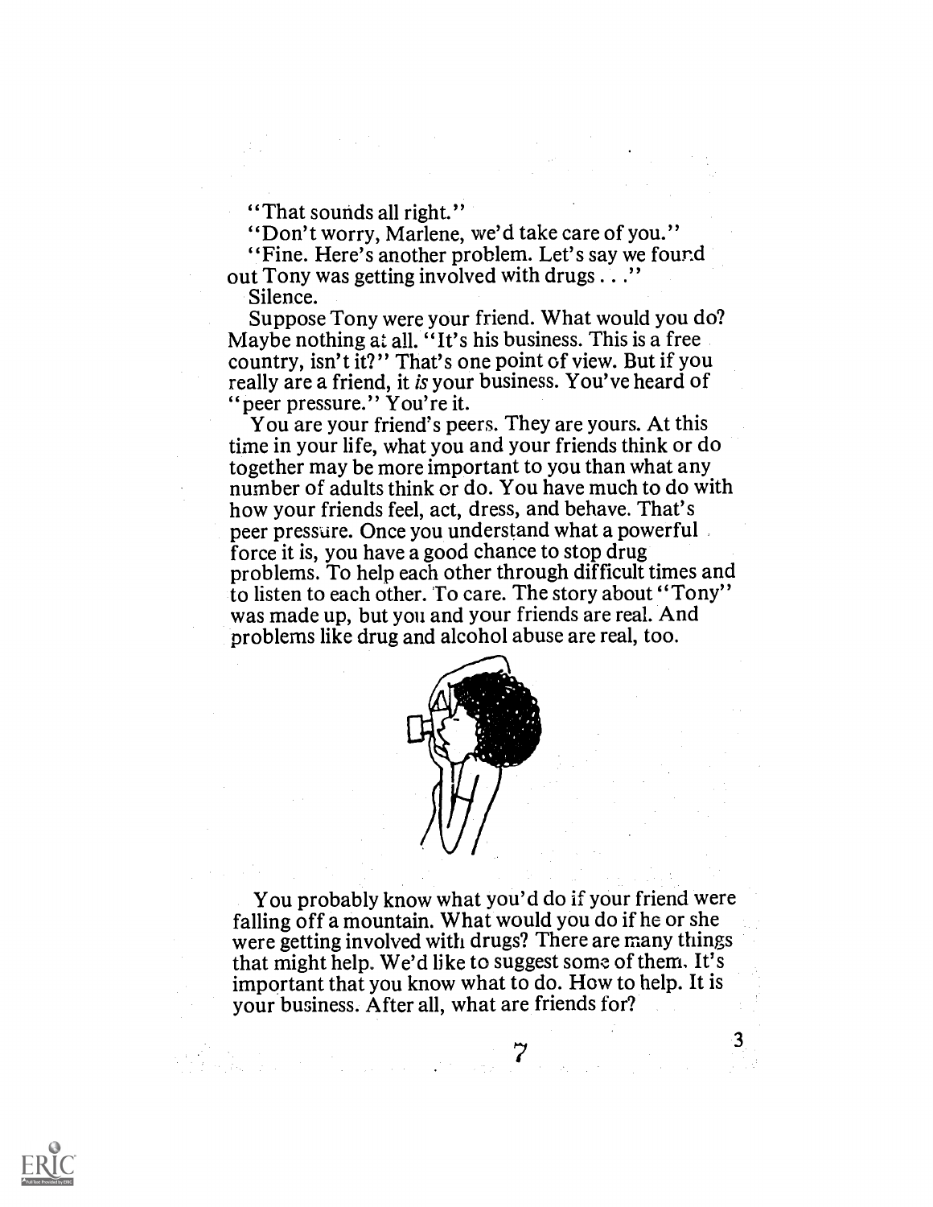"That sounds all right."

"Don't worry, Marlene, we'd take care of you."

"Fine. Here's another problem. Let's say we found out Tony was getting involved with drugs . . ."

Silence.

Suppose Tony were your friend. What would you do? Maybe nothing at all. "It's his business. This is a free country, isn't it?" That's one point of view. But if you really are a friend, it *is* your business. You've heard of "peer pressure." You're it.

You are your friend's peers. They are yours. At this time in your life, what you and your friends think or do together may be more important to you than what any number of adults think or do. You have much to do with how your friends feel, act, dress, and behave. That's peer pressure. Once you understand what a powerful force it is, you have a good chance to stop drug problems. To help each other through difficult times and to listen to each other. To care. The story about "Tony" was made up, but you and your friends are real. And problems like drug and alcohol abuse are real, too.

You probably know what you'd do if your friend were falling off a mountain. What would you do if he or she were getting involved with drugs? There are many things that might help. We'd like to suggest some of them. It's important that you know what to do. How to help. It is your business. After all, what are friends for?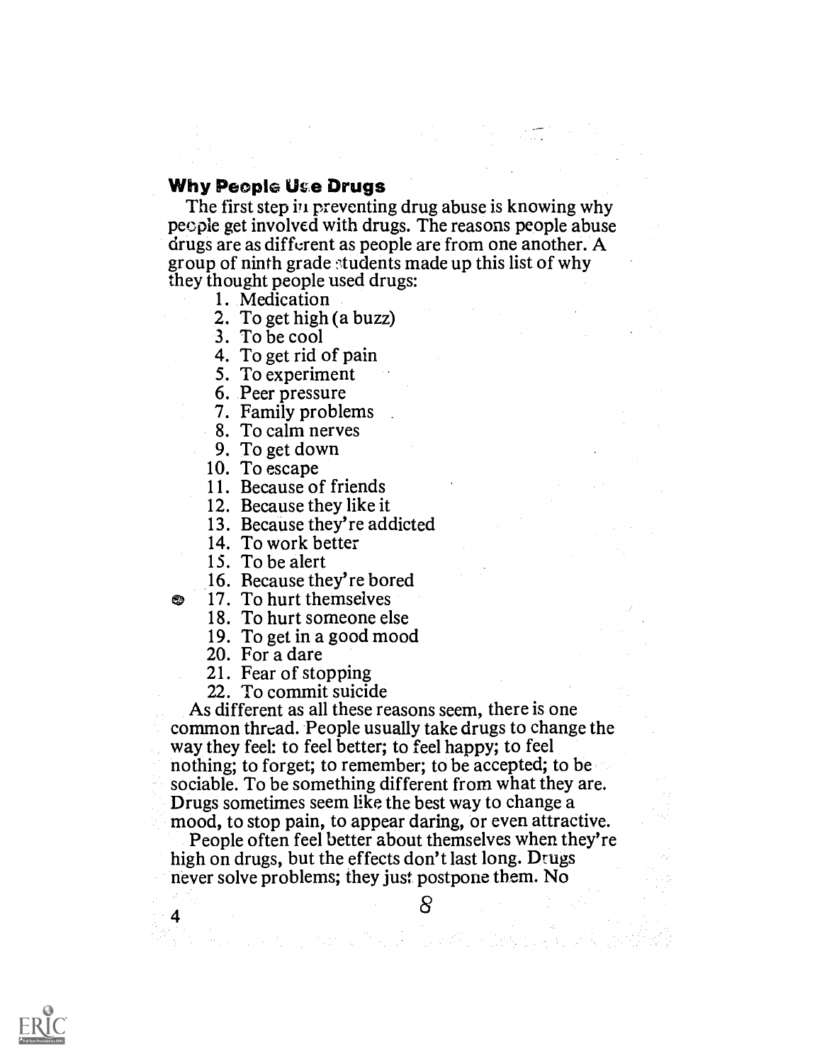## Why People Use Drugs

The first step in preventing drug abuse is knowing why people get involved with drugs. The reasons people abuse drugs are as different as people are from one another. A group of ninth grade students made up this list of why they thought people used drugs:

1. Medication
2. To get high (a buzz)
3. To be cool
4. To get rid of pain
5. To experiment
6. Peer pressure
7. Family problems
8. To calm nerves
9. To get down
10. To escape
11. Because of friends
12. Because they like it
13. Because they're addicted
14. To work better
15. To be alert
16. Because they're bored
17. To hurt themselves
18. To hurt someone else
19. To get in a good mood
20. For a dare
21. Fear of stopping
22. To commit suicide

As different as all these reasons seem, there is one common thread. People usually take drugs to change the way they feel: to feel better; to feel happy; to feel nothing; to forget; to remember; to be accepted; to be sociable. To be something different from what they are. Drugs sometimes seem like the best way to change a mood, to stop pain, to appear daring, or even attractive.

People often feel better about themselves when they're high on drugs, but the effects don't last long. Drugs never solve problems; they just postpone them. No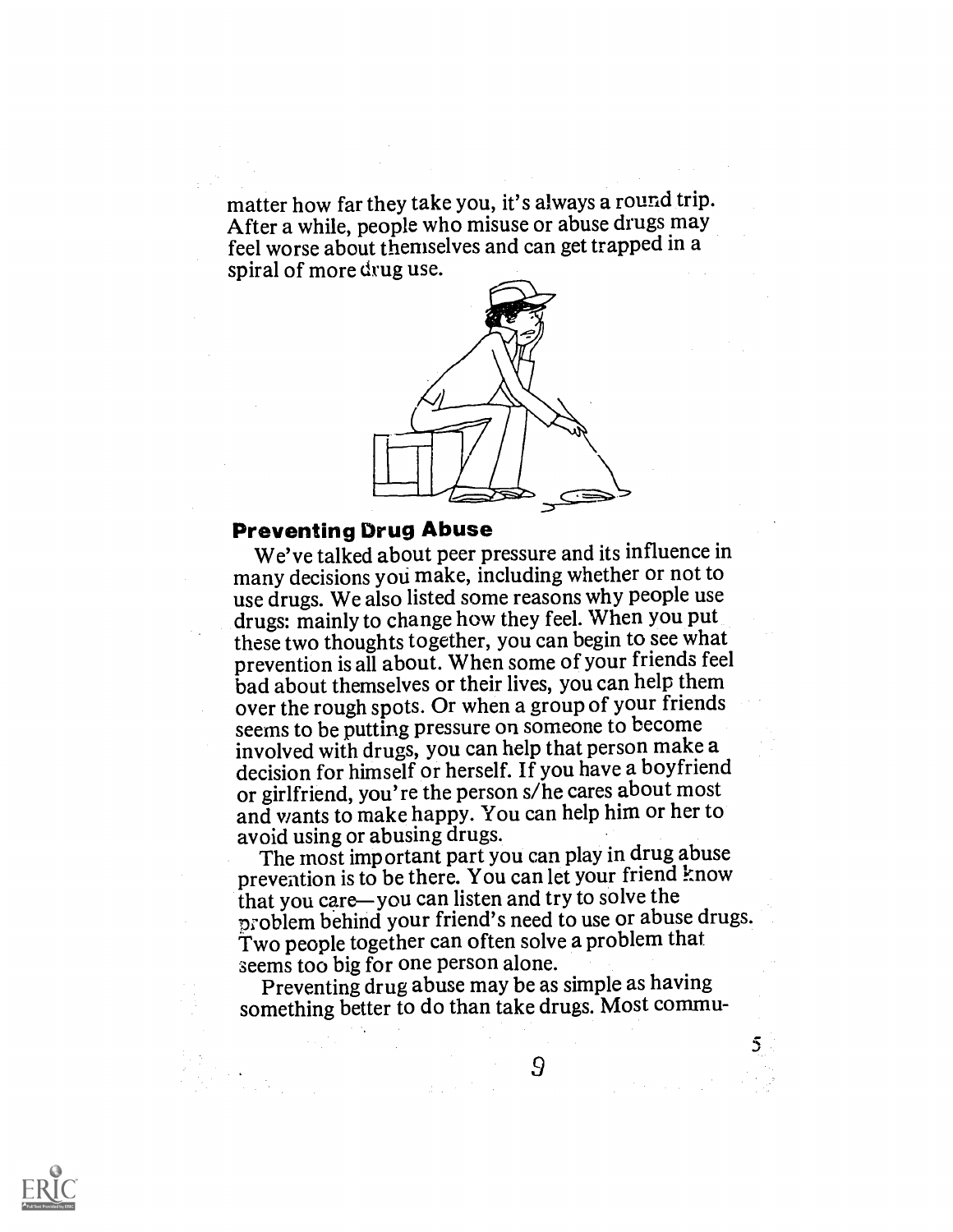matter how far they take you, it's always a round trip. After a while, people who misuse or abuse drugs may feel worse about themselves and can get trapped in a spiral of more drug use.

## Preventing Drug Abuse

We've talked about peer pressure and its influence in many decisions you make, including whether or not to use drugs. We also listed some reasons why people use drugs: mainly to change how they feel. When you put these two thoughts together, you can begin to see what prevention is all about. When some of your friends feel bad about themselves or their lives, you can help them over the rough spots. Or when a group of your friends seems to be putting pressure on someone to become involved with drugs, you can help that person make a decision for himself or herself. If you have a boyfriend or girlfriend, you're the person s/he cares about most and wants to make happy. You can help him or her to avoid using or abusing drugs.

The most important part you can play in drug abuse prevention is to be there. You can let your friend know that you care—you can listen and try to solve the problem behind your friend's need to use or abuse drugs. Two people together can often solve a problem that seems too big for one person alone.

Preventing drug abuse may be as simple as having something better to do than take drugs. Most commu-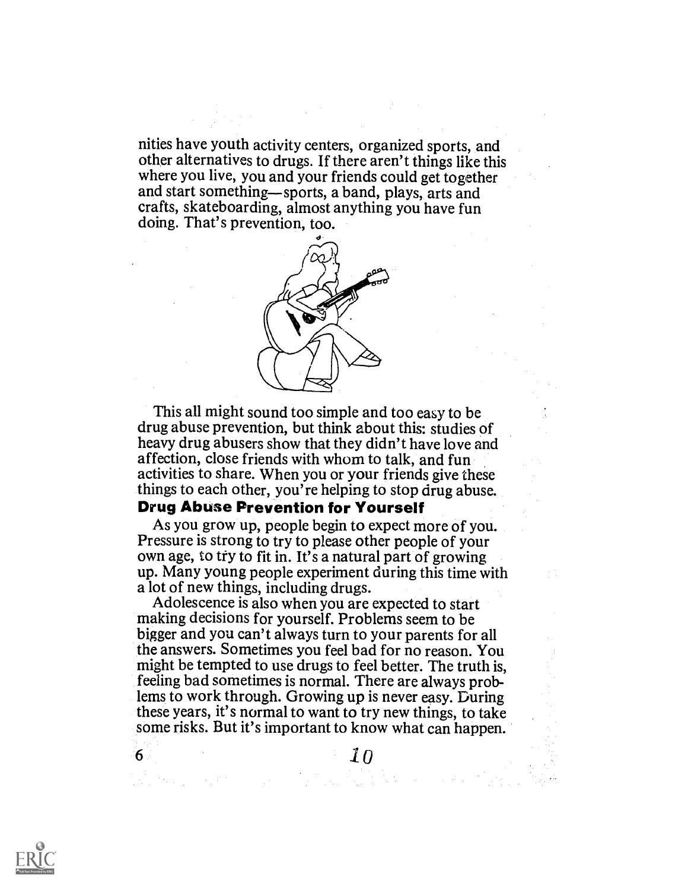nities have youth activity centers, organized sports, and other alternatives to drugs. If there aren't things like this where you live, you and your friends could get together and start something—sports, a band, plays, arts and crafts, skateboarding, almost anything you have fun doing. That's prevention, too.

This all might sound too simple and too easy to be drug abuse prevention, but think about this: studies of heavy drug abusers show that they didn't have love and affection, close friends with whom to talk, and fun activities to share. When you or your friends give these things to each other, you're helping to stop drug abuse.

### Drug Abuse Prevention for Yourself

As you grow up, people begin to expect more of you. Pressure is strong to try to please other people of your own age, to try to fit in. It's a natural part of growing up. Many young people experiment during this time with a lot of new things, including drugs.

Adolescence is also when you are expected to start making decisions for yourself. Problems seem to be bigger and you can't always turn to your parents for all the answers. Sometimes you feel bad for no reason. You might be tempted to use drugs to feel better. The truth is, feeling bad sometimes is normal. There are always problems to work through. Growing up is never easy. During these years, it's normal to want to try new things, to take some risks. But it's important to know what can happen.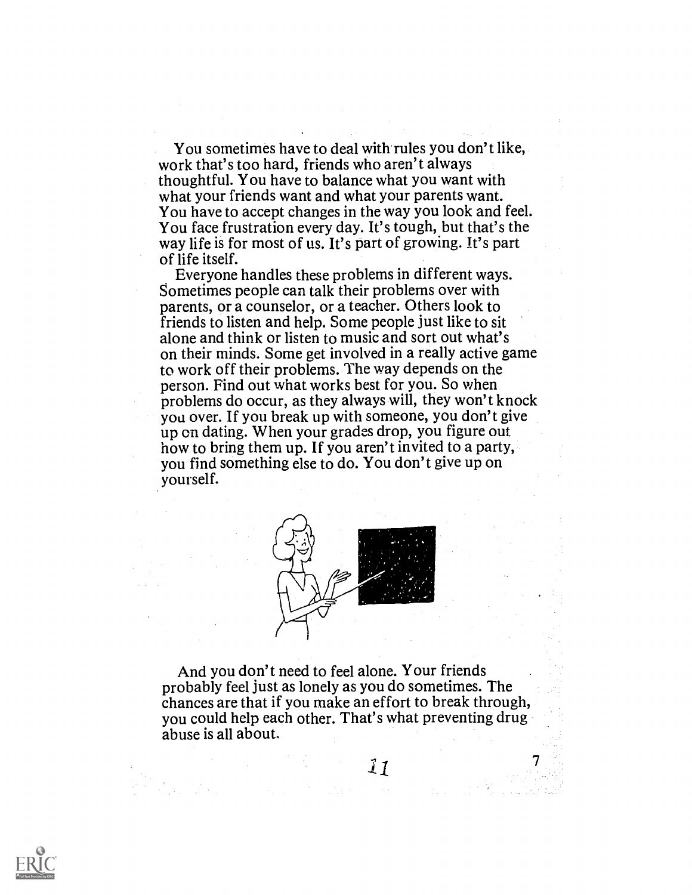You sometimes have to deal with rules you don't like, work that's too hard, friends who aren't always thoughtful. You have to balance what you want with what your friends want and what your parents want. You have to accept changes in the way you look and feel. You face frustration every day. It's tough, but that's the way life is for most of us. It's part of growing. It's part of life itself.

Everyone handles these problems in different ways. Sometimes people can talk their problems over with parents, or a counselor, or a teacher. Others look to friends to listen and help. Some people just like to sit alone and think or listen to music and sort out what's on their minds. Some get involved in a really active game to work off their problems. The way depends on the person. Find out what works best for you. So when problems do occur, as they always will, they won't knock you over. If you break up with someone, you don't give up on dating. When your grades drop, you figure out how to bring them up. If you aren't invited to a party, you find something else to do. You don't give up on yourself.

And you don't need to feel alone. Your friends probably feel just as lonely as you do sometimes. The chances are that if you make an effort to break through, you could help each other. That's what preventing drug abuse is all about.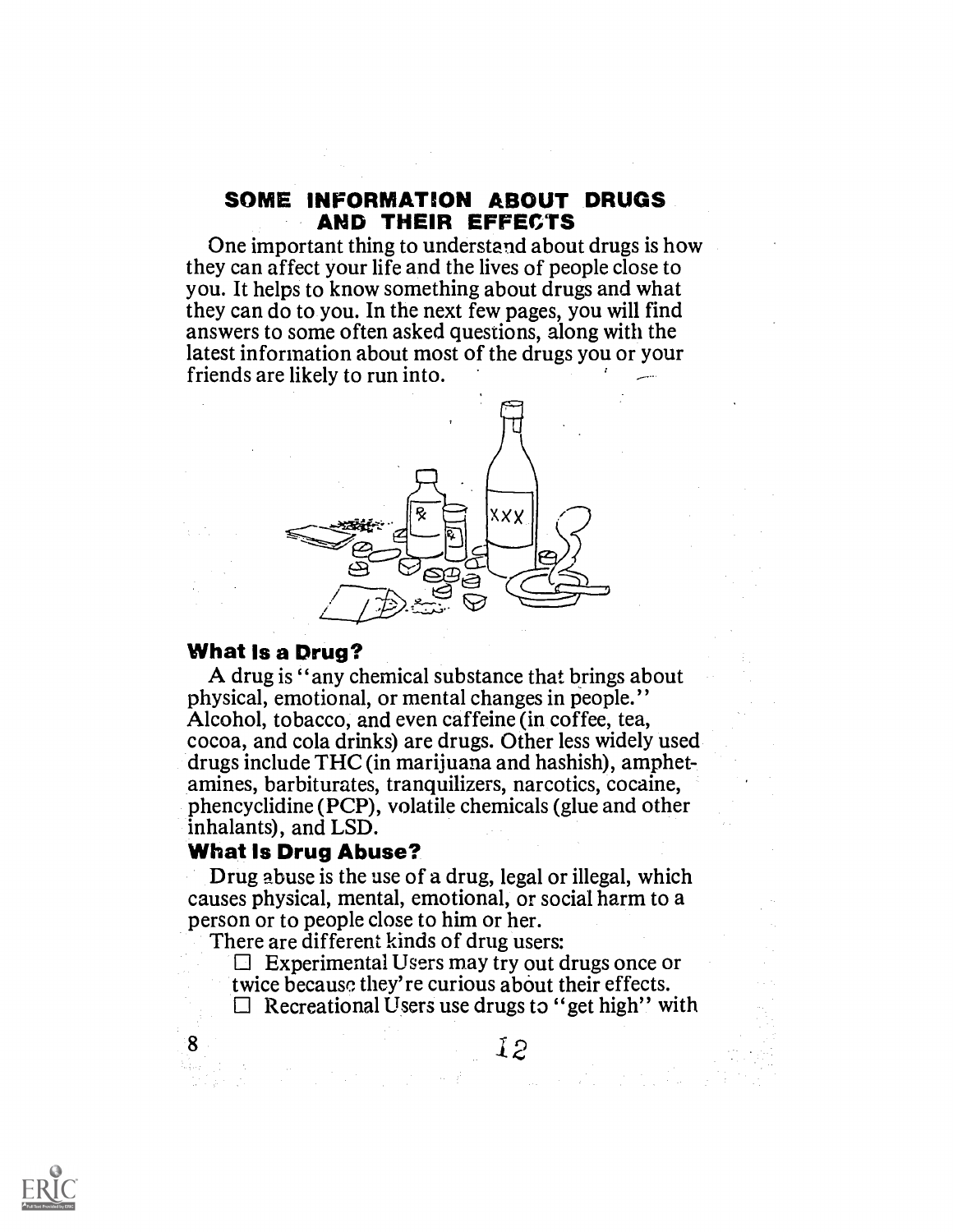## SOME INFORMATION ABOUT DRUGS AND THEIR EFFECTS

One important thing to understand about drugs is how they can affect your life and the lives of people close to you. It helps to know something about drugs and what they can do to you. In the next few pages, you will find answers to some often asked questions, along with the latest information about most of the drugs you or your friends are likely to run into.

### What Is a Drug?

A drug is "any chemical substance that brings about physical, emotional, or mental changes in people." Alcohol, tobacco, and even caffeine (in coffee, tea, cocoa, and cola drinks) are drugs. Other less widely used drugs include THC (in marijuana and hashish), amphetamines, barbiturates, tranquilizers, narcotics, cocaine, phencyclidine (PCP), volatile chemicals (glue and other inhalants), and LSD.

### What Is Drug Abuse?

Drug abuse is the use of a drug, legal or illegal, which causes physical, mental, emotional, or social harm to a person or to people close to him or her.

There are different kinds of drug users:

- ☐ Experimental Users may try out drugs once or twice because they're curious about their effects.
- ☐ Recreational Users use drugs to "get high" with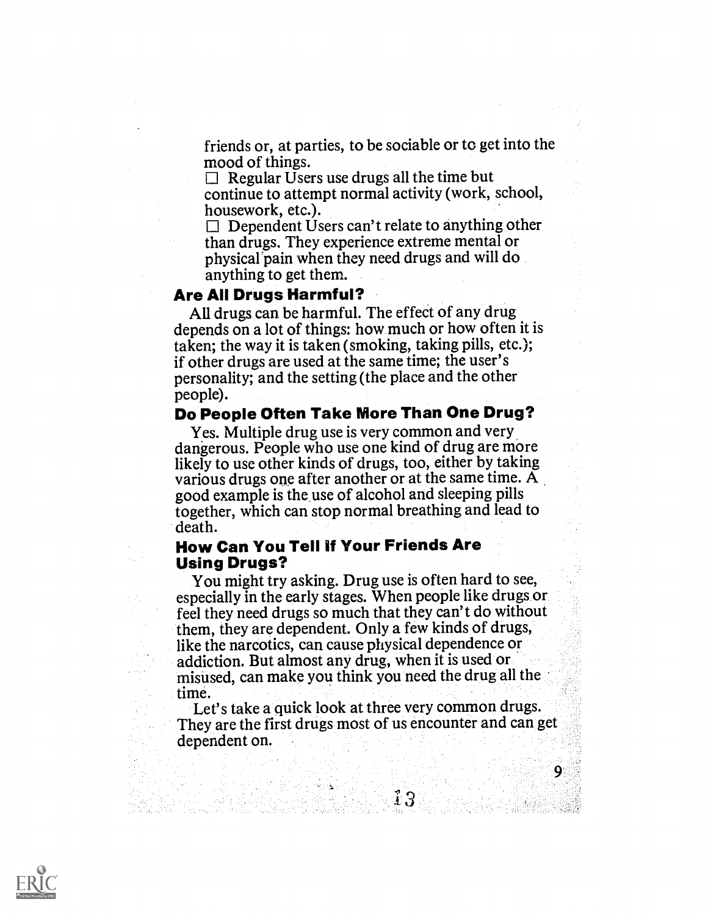friends or, at parties, to be sociable or to get into the mood of things.

☐ Regular Users use drugs all the time but continue to attempt normal activity (work, school, housework, etc.).

☐ Dependent Users can't relate to anything other than drugs. They experience extreme mental or physical pain when they need drugs and will do anything to get them.

### Are All Drugs Harmful?

All drugs can be harmful. The effect of any drug depends on a lot of things: how much or how often it is taken; the way it is taken (smoking, taking pills, etc.); if other drugs are used at the same time; the user's personality; and the setting (the place and the other people).

### Do People Often Take More Than One Drug?

Yes. Multiple drug use is very common and very dangerous. People who use one kind of drug are more likely to use other kinds of drugs, too, either by taking various drugs one after another or at the same time. A good example is the use of alcohol and sleeping pills together, which can stop normal breathing and lead to death.

### How Can You Tell if Your Friends Are Using Drugs?

You might try asking. Drug use is often hard to see, especially in the early stages. When people like drugs or feel they need drugs so much that they can't do without them, they are dependent. Only a few kinds of drugs, like the narcotics, can cause physical dependence or addiction. But almost any drug, when it is used or misused, can make you think you need the drug all the time.

Let's take a quick look at three very common drugs. They are the first drugs most of us encounter and can get dependent on.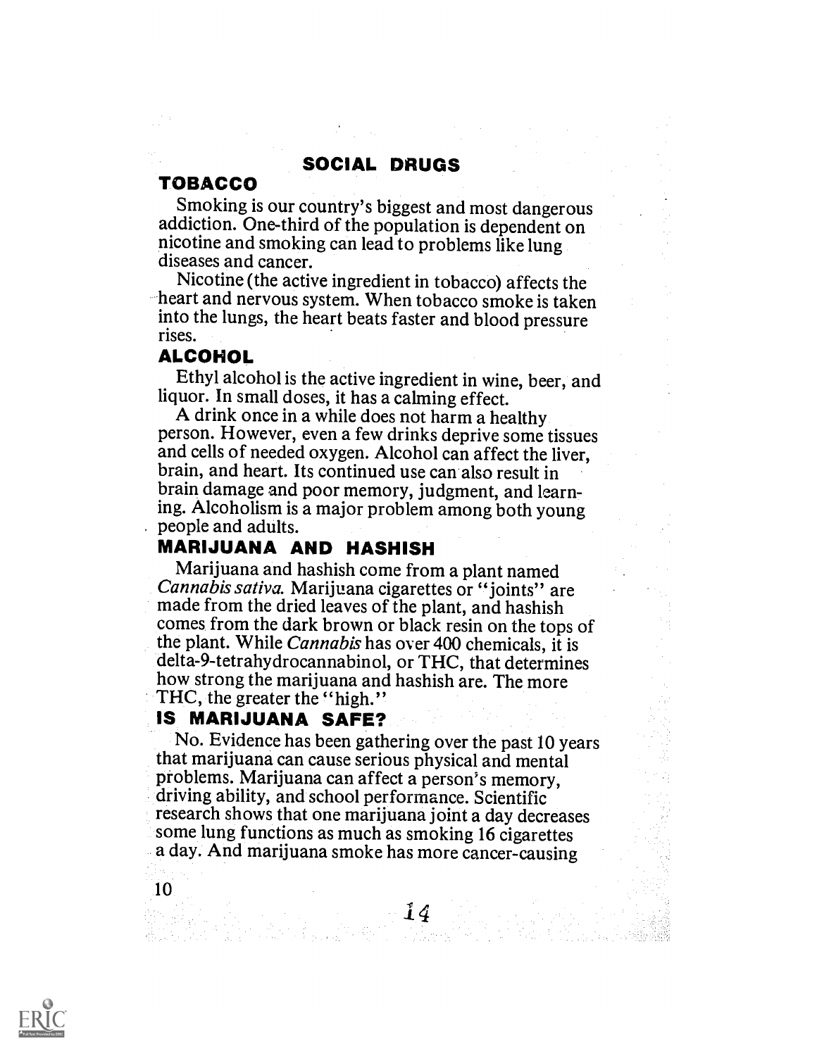# SOCIAL DRUGS

## TOBACCO

Smoking is our country's biggest and most dangerous addiction. One-third of the population is dependent on nicotine and smoking can lead to problems like lung diseases and cancer.

Nicotine (the active ingredient in tobacco) affects the heart and nervous system. When tobacco smoke is taken into the lungs, the heart beats faster and blood pressure rises.

## ALCOHOL

Ethyl alcohol is the active ingredient in wine, beer, and liquor. In small doses, it has a calming effect.

A drink once in a while does not harm a healthy person. However, even a few drinks deprive some tissues and cells of needed oxygen. Alcohol can affect the liver, brain, and heart. Its continued use can also result in brain damage and poor memory, judgment, and learning. Alcoholism is a major problem among both young people and adults.

## MARIJUANA AND HASHISH

Marijuana and hashish come from a plant named *Cannabis sativa.* Marijuana cigarettes or "joints" are made from the dried leaves of the plant, and hashish comes from the dark brown or black resin on the tops of the plant. While *Cannabis* has over 400 chemicals, it is delta-9-tetrahydrocannabinol, or THC, that determines how strong the marijuana and hashish are. The more THC, the greater the "high."

## IS MARIJUANA SAFE?

No. Evidence has been gathering over the past 10 years that marijuana can cause serious physical and mental problems. Marijuana can affect a person's memory, driving ability, and school performance. Scientific research shows that one marijuana joint a day decreases some lung functions as much as smoking 16 cigarettes a day. And marijuana smoke has more cancer-causing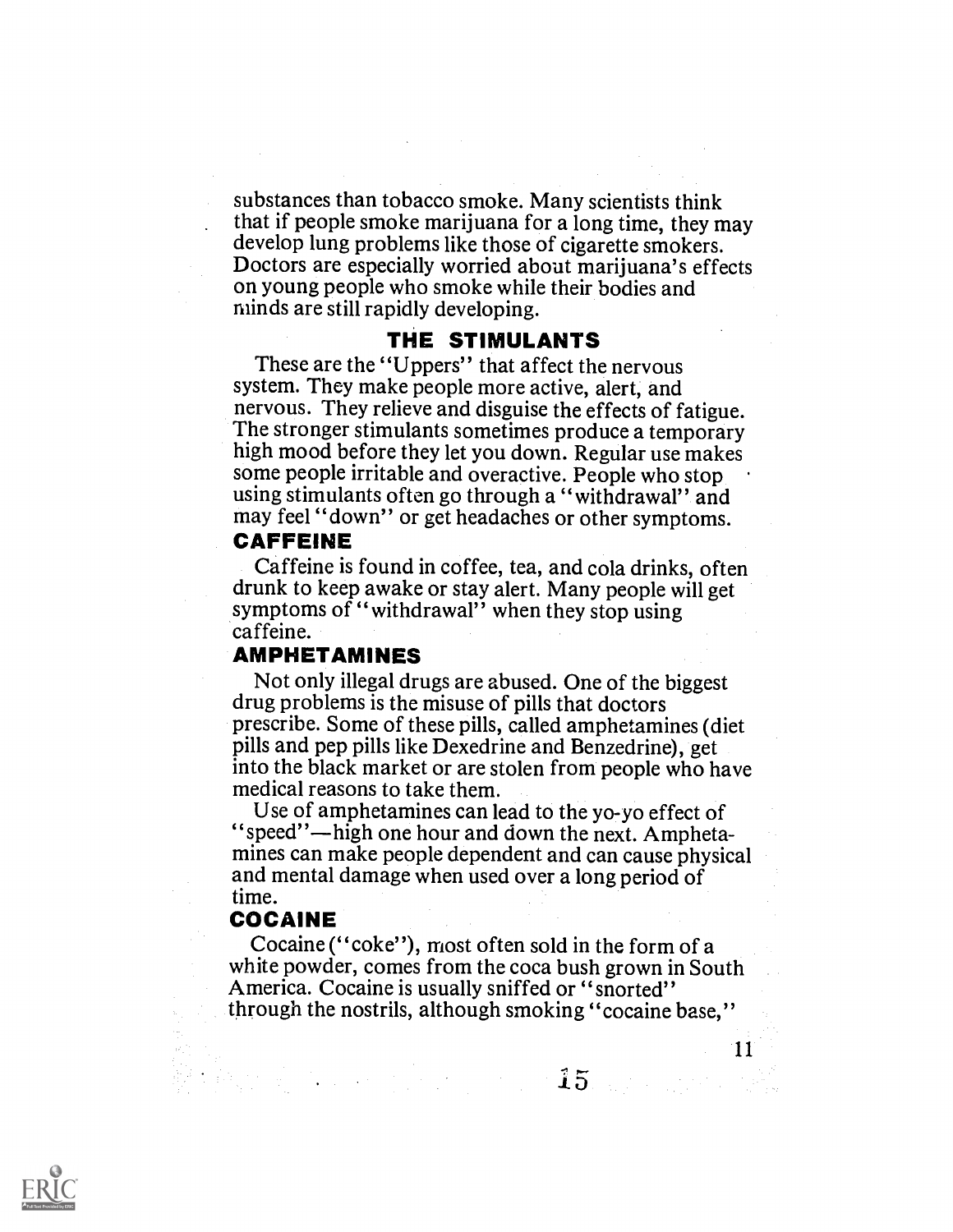substances than tobacco smoke. Many scientists think that if people smoke marijuana for a long time, they may develop lung problems like those of cigarette smokers. Doctors are especially worried about marijuana's effects on young people who smoke while their bodies and minds are still rapidly developing.

## THE STIMULANTS

These are the "Uppers" that affect the nervous system. They make people more active, alert, and nervous. They relieve and disguise the effects of fatigue. The stronger stimulants sometimes produce a temporary high mood before they let you down. Regular use makes some people irritable and overactive. People who stop using stimulants often go through a "withdrawal" and may feel "down" or get headaches or other symptoms.

### CAFFEINE

Caffeine is found in coffee, tea, and cola drinks, often drunk to keep awake or stay alert. Many people will get symptoms of "withdrawal" when they stop using caffeine.

### AMPHETAMINES

Not only illegal drugs are abused. One of the biggest drug problems is the misuse of pills that doctors prescribe. Some of these pills, called amphetamines (diet pills and pep pills like Dexedrine and Benzedrine), get into the black market or are stolen from people who have medical reasons to take them.

Use of amphetamines can lead to the yo-yo effect of "speed"—high one hour and down the next. Amphetamines can make people dependent and can cause physical and mental damage when used over a long period of time.

### COCAINE

Cocaine ("coke"), most often sold in the form of a white powder, comes from the coca bush grown in South America. Cocaine is usually sniffed or "snorted" through the nostrils, although smoking "cocaine base,"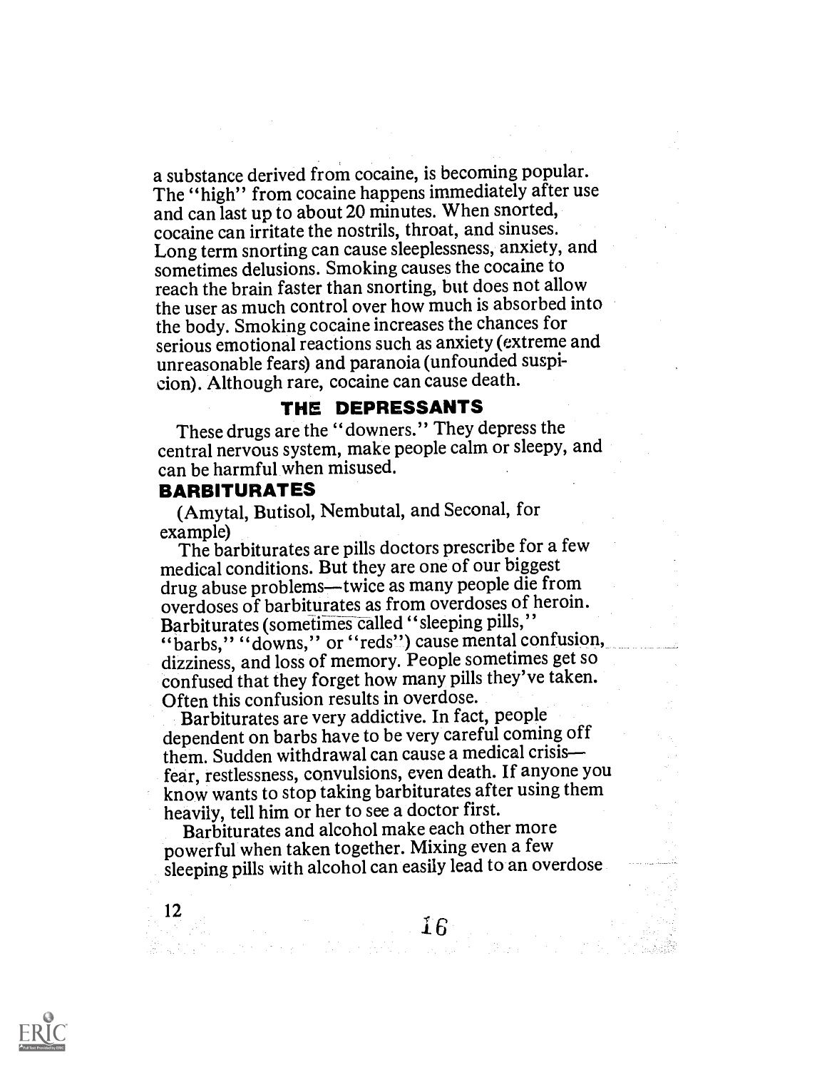a substance derived from cocaine, is becoming popular. The "high" from cocaine happens immediately after use and can last up to about 20 minutes. When snorted, cocaine can irritate the nostrils, throat, and sinuses. Long term snorting can cause sleeplessness, anxiety, and sometimes delusions. Smoking causes the cocaine to reach the brain faster than snorting, but does not allow the user as much control over how much is absorbed into the body. Smoking cocaine increases the chances for serious emotional reactions such as anxiety (extreme and unreasonable fears) and paranoia (unfounded suspicion). Although rare, cocaine can cause death.

## THE DEPRESSANTS

These drugs are the "downers." They depress the central nervous system, make people calm or sleepy, and can be harmful when misused.

### BARBITURATES

(Amytal, Butisol, Nembutal, and Seconal, for example)

The barbiturates are pills doctors prescribe for a few medical conditions. But they are one of our biggest drug abuse problems—twice as many people die from overdoses of barbiturates as from overdoses of heroin. Barbiturates (sometimes called "sleeping pills," "barbs," "downs," or "reds") cause mental confusion, dizziness, and loss of memory. People sometimes get so confused that they forget how many pills they've taken. Often this confusion results in overdose.

Barbiturates are very addictive. In fact, people dependent on barbs have to be very careful coming off them. Sudden withdrawal can cause a medical crisis—fear, restlessness, convulsions, even death. If anyone you know wants to stop taking barbiturates after using them heavily, tell him or her to see a doctor first.

Barbiturates and alcohol make each other more powerful when taken together. Mixing even a few sleeping pills with alcohol can easily lead to an overdose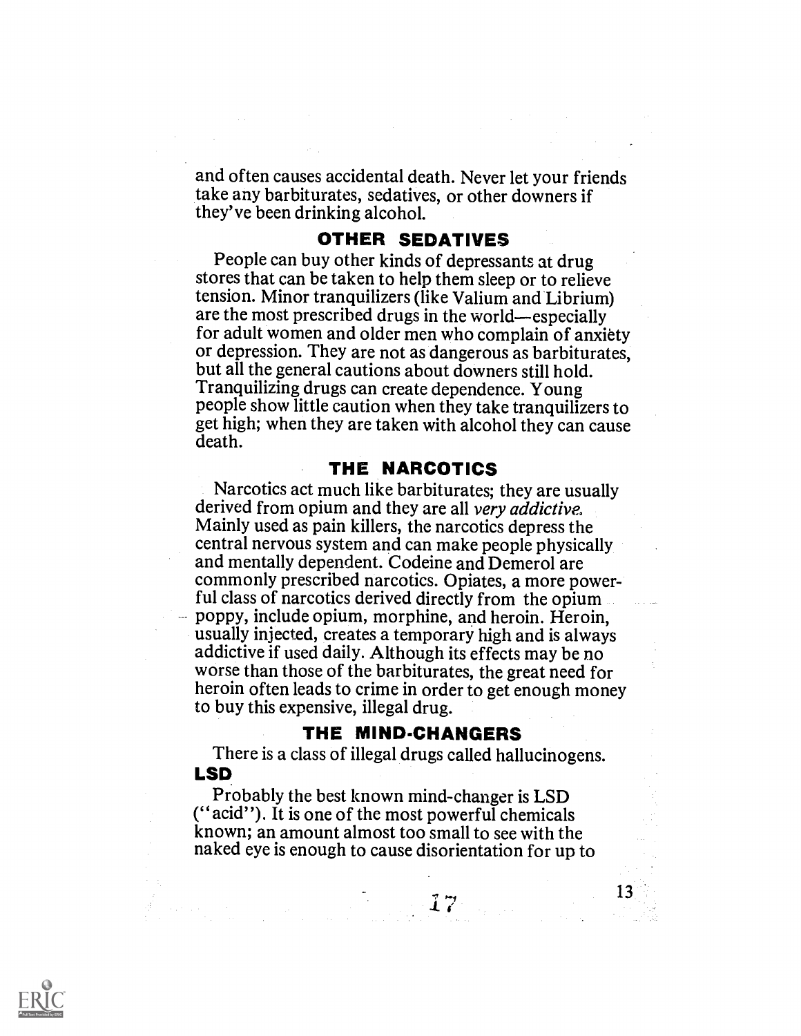and often causes accidental death. Never let your friends take any barbiturates, sedatives, or other downers if they've been drinking alcohol.

## OTHER SEDATIVES

People can buy other kinds of depressants at drug stores that can be taken to help them sleep or to relieve tension. Minor tranquilizers (like Valium and Librium) are the most prescribed drugs in the world—especially for adult women and older men who complain of anxiety or depression. They are not as dangerous as barbiturates, but all the general cautions about downers still hold. Tranquilizing drugs can create dependence. Young people show little caution when they take tranquilizers to get high; when they are taken with alcohol they can cause death.

## THE NARCOTICS

Narcotics act much like barbiturates; they are usually derived from opium and they are all *very addictive.* Mainly used as pain killers, the narcotics depress the central nervous system and can make people physically and mentally dependent. Codeine and Demerol are commonly prescribed narcotics. Opiates, a more powerful class of narcotics derived directly from the opium poppy, include opium, morphine, and heroin. Heroin, usually injected, creates a temporary high and is always addictive if used daily. Although its effects may be no worse than those of the barbiturates, the great need for heroin often leads to crime in order to get enough money to buy this expensive, illegal drug.

## THE MIND-CHANGERS

There is a class of illegal drugs called hallucinogens.

### LSD

Probably the best known mind-changer is LSD ("acid"). It is one of the most powerful chemicals known; an amount almost too small to see with the naked eye is enough to cause disorientation for up to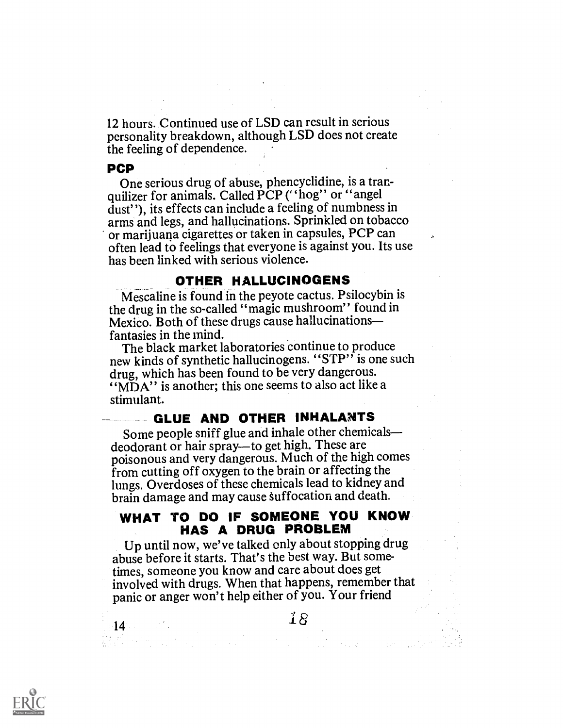12 hours. Continued use of LSD can result in serious personality breakdown, although LSD does not create the feeling of dependence.

### PCP

One serious drug of abuse, phencyclidine, is a tranquilizer for animals. Called PCP ("hog" or "angel dust"), its effects can include a feeling of numbness in arms and legs, and hallucinations. Sprinkled on tobacco or marijuana cigarettes or taken in capsules, PCP can often lead to feelings that everyone is against you. Its use has been linked with serious violence.

## OTHER HALLUCINOGENS

Mescaline is found in the peyote cactus. Psilocybin is the drug in the so-called "magic mushroom" found in Mexico. Both of these drugs cause hallucinations—fantasies in the mind.

The black market laboratories continue to produce new kinds of synthetic hallucinogens. "STP" is one such drug, which has been found to be very dangerous. "MDA" is another; this one seems to also act like a stimulant.

## GLUE AND OTHER INHALANTS

Some people sniff glue and inhale other chemicals—deodorant or hair spray—to get high. These are poisonous and very dangerous. Much of the high comes from cutting off oxygen to the brain or affecting the lungs. Overdoses of these chemicals lead to kidney and brain damage and may cause suffocation and death.

## WHAT TO DO IF SOMEONE YOU KNOW HAS A DRUG PROBLEM

Up until now, we've talked only about stopping drug abuse before it starts. That's the best way. But sometimes, someone you know and care about does get involved with drugs. When that happens, remember that panic or anger won't help either of you. Your friend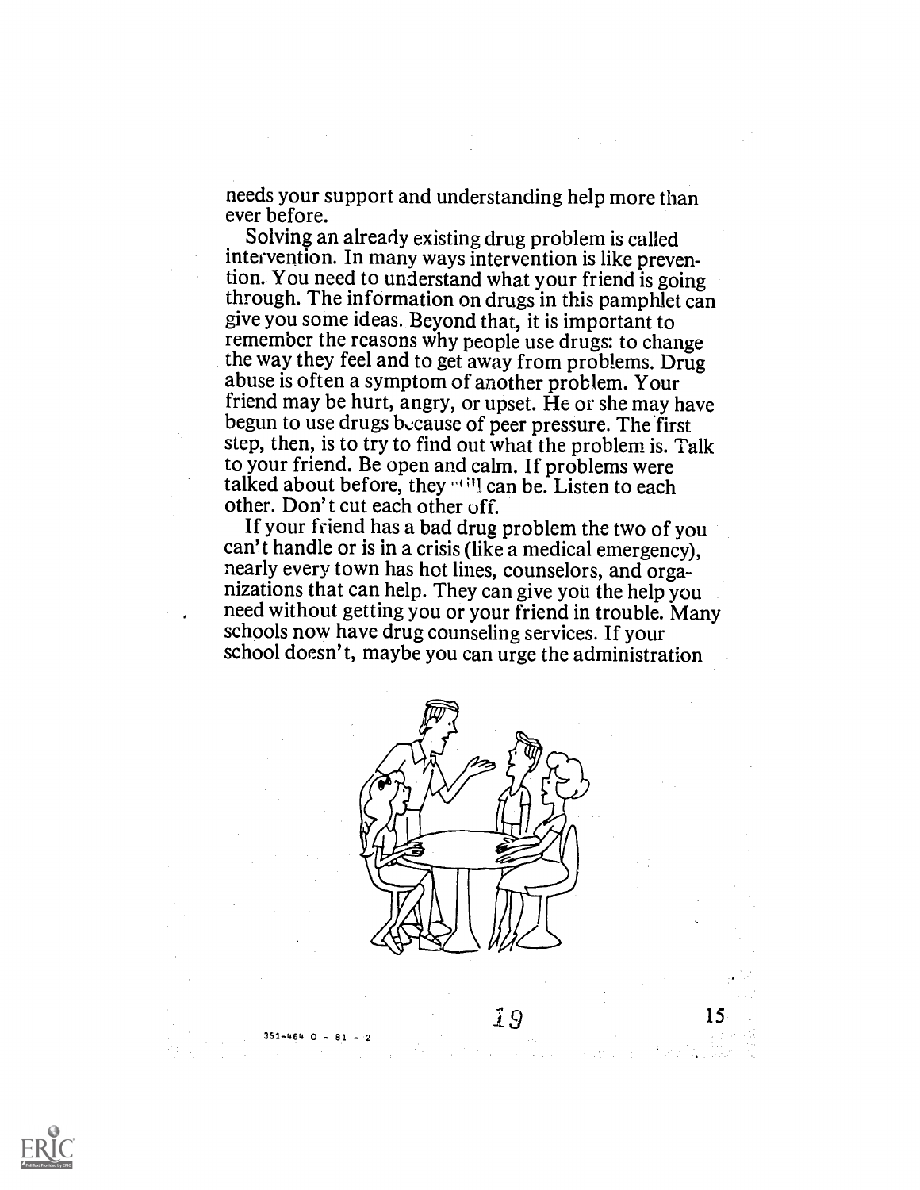needs your support and understanding help more than ever before.

Solving an already existing drug problem is called intervention. In many ways intervention is like prevention. You need to understand what your friend is going through. The information on drugs in this pamphlet can give you some ideas. Beyond that, it is important to remember the reasons why people use drugs: to change the way they feel and to get away from problems. Drug abuse is often a symptom of another problem. Your friend may be hurt, angry, or upset. He or she may have begun to use drugs because of peer pressure. The first step, then, is to try to find out what the problem is. Talk to your friend. Be open and calm. If problems were talked about before, they still can be. Listen to each other. Don't cut each other off.

If your friend has a bad drug problem the two of you can't handle or is in a crisis (like a medical emergency), nearly every town has hot lines, counselors, and organizations that can help. They can give you the help you need without getting you or your friend in trouble. Many schools now have drug counseling services. If your school doesn't, maybe you can urge the administration

351-464 O - 81 - 2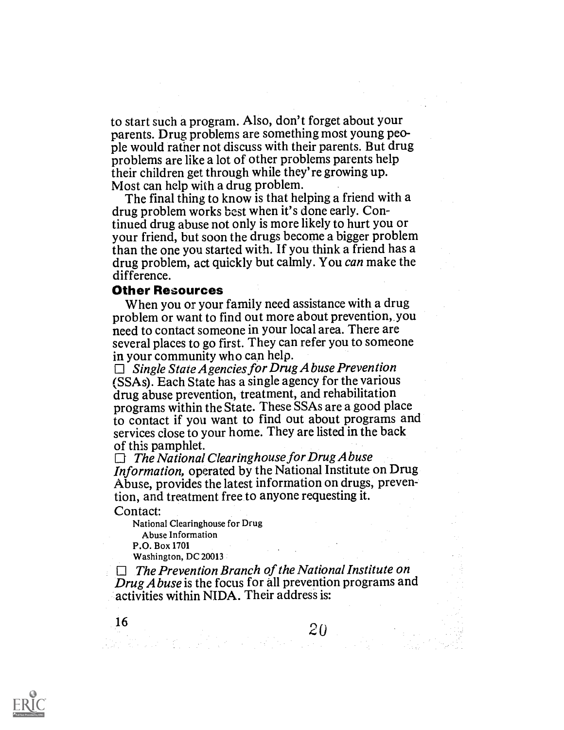to start such a program. Also, don't forget about your parents. Drug problems are something most young people would rather not discuss with their parents. But drug problems are like a lot of other problems parents help their children get through while they're growing up. Most can help with a drug problem.

The final thing to know is that helping a friend with a drug problem works best when it's done early. Continued drug abuse not only is more likely to hurt you or your friend, but soon the drugs become a bigger problem than the one you started with. If you think a friend has a drug problem, act quickly but calmly. You *can* make the difference.

### Other Resources

When you or your family need assistance with a drug problem or want to find out more about prevention, you need to contact someone in your local area. There are several places to go first. They can refer you to someone in your community who can help.

☐ *Single State Agencies for Drug Abuse Prevention* (SSAs). Each State has a single agency for the various drug abuse prevention, treatment, and rehabilitation programs within the State. These SSAs are a good place to contact if you want to find out about programs and services close to your home. They are listed in the back of this pamphlet.

☐ *The National Clearinghouse for Drug Abuse Information,* operated by the National Institute on Drug Abuse, provides the latest information on drugs, prevention, and treatment free to anyone requesting it.

Contact:

National Clearinghouse for Drug
Abuse Information
P.O. Box 1701
Washington, DC 20013

☐ *The Prevention Branch of the National Institute on Drug Abuse* is the focus for all prevention programs and activities within NIDA. Their address is: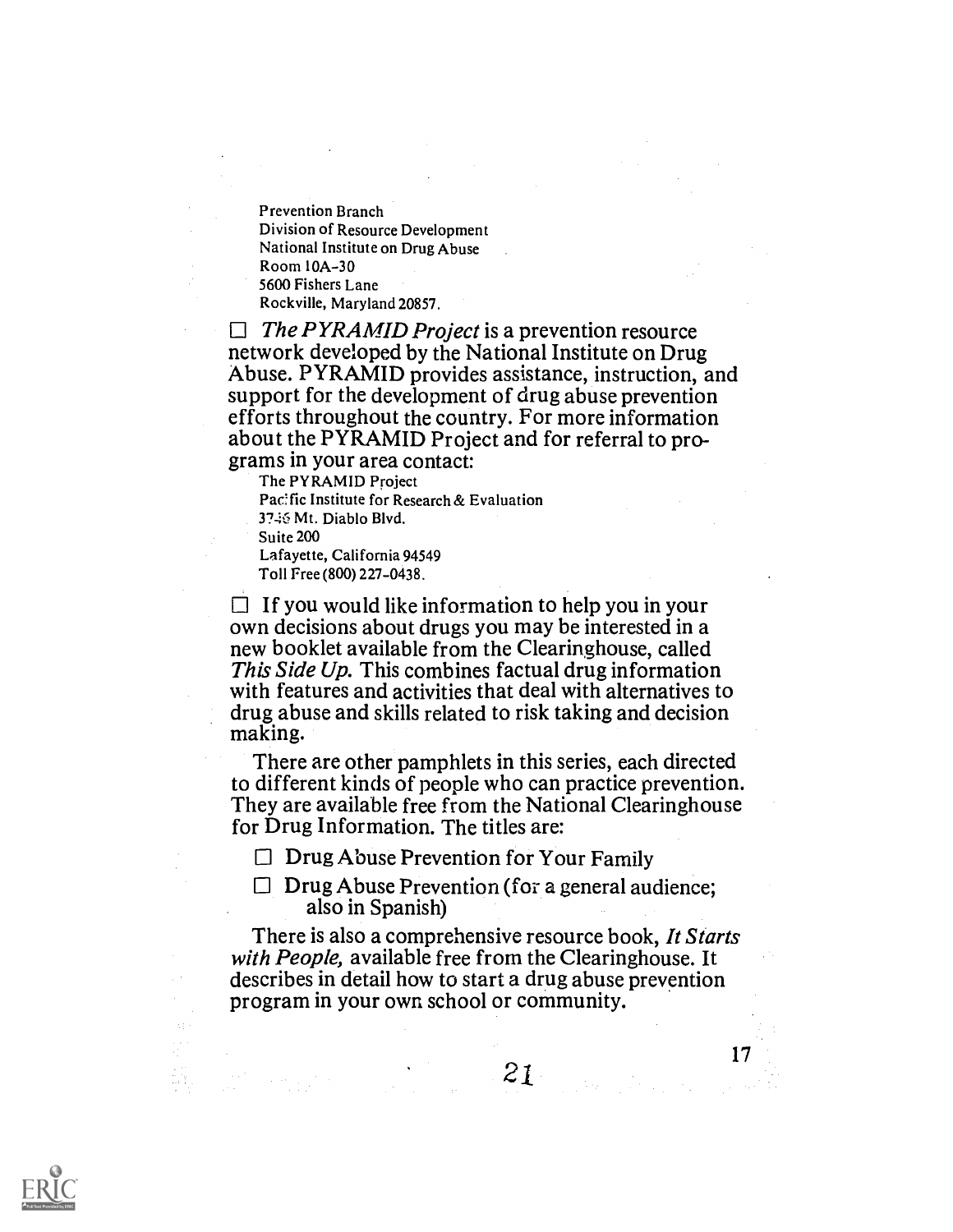Prevention Branch
Division of Resource Development
National Institute on Drug Abuse
Room 10A-30
5600 Fishers Lane
Rockville, Maryland 20857.

☐ *The PYRAMID Project* is a prevention resource network developed by the National Institute on Drug Abuse. PYRAMID provides assistance, instruction, and support for the development of drug abuse prevention efforts throughout the country. For more information about the PYRAMID Project and for referral to programs in your area contact:

The PYRAMID Project
Pacific Institute for Research & Evaluation
3746 Mt. Diablo Blvd.
Suite 200
Lafayette, California 94549
Toll Free (800) 227-0438.

☐ If you would like information to help you in your own decisions about drugs you may be interested in a new booklet available from the Clearinghouse, called *This Side Up.* This combines factual drug information with features and activities that deal with alternatives to drug abuse and skills related to risk taking and decision making.

There are other pamphlets in this series, each directed to different kinds of people who can practice prevention. They are available free from the National Clearinghouse for Drug Information. The titles are:

☐ Drug Abuse Prevention for Your Family

☐ Drug Abuse Prevention (for a general audience; also in Spanish)

There is also a comprehensive resource book, *It Starts with People,* available free from the Clearinghouse. It describes in detail how to start a drug abuse prevention program in your own school or community.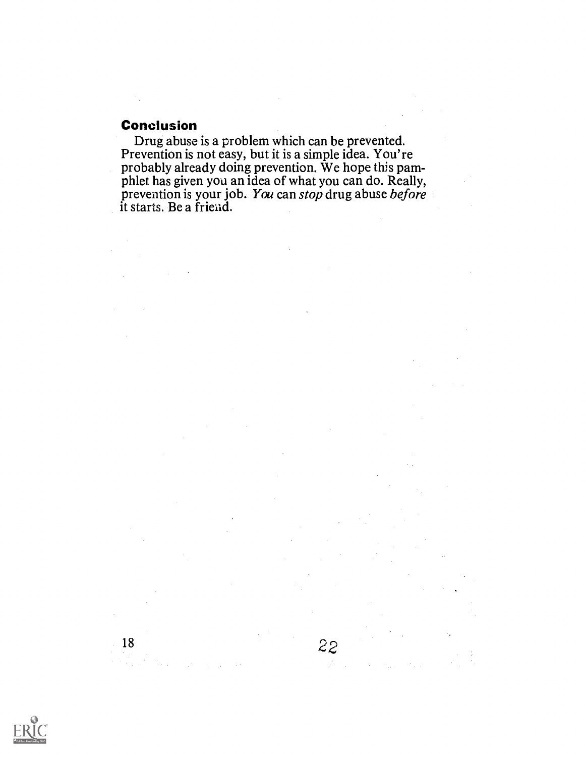## Conclusion

Drug abuse is a problem which can be prevented. Prevention is not easy, but it is a simple idea. You're probably already doing prevention. We hope this pamphlet has given you an idea of what you can do. Really, prevention is your job. *You* can *stop* drug abuse *before* it starts. Be a friend.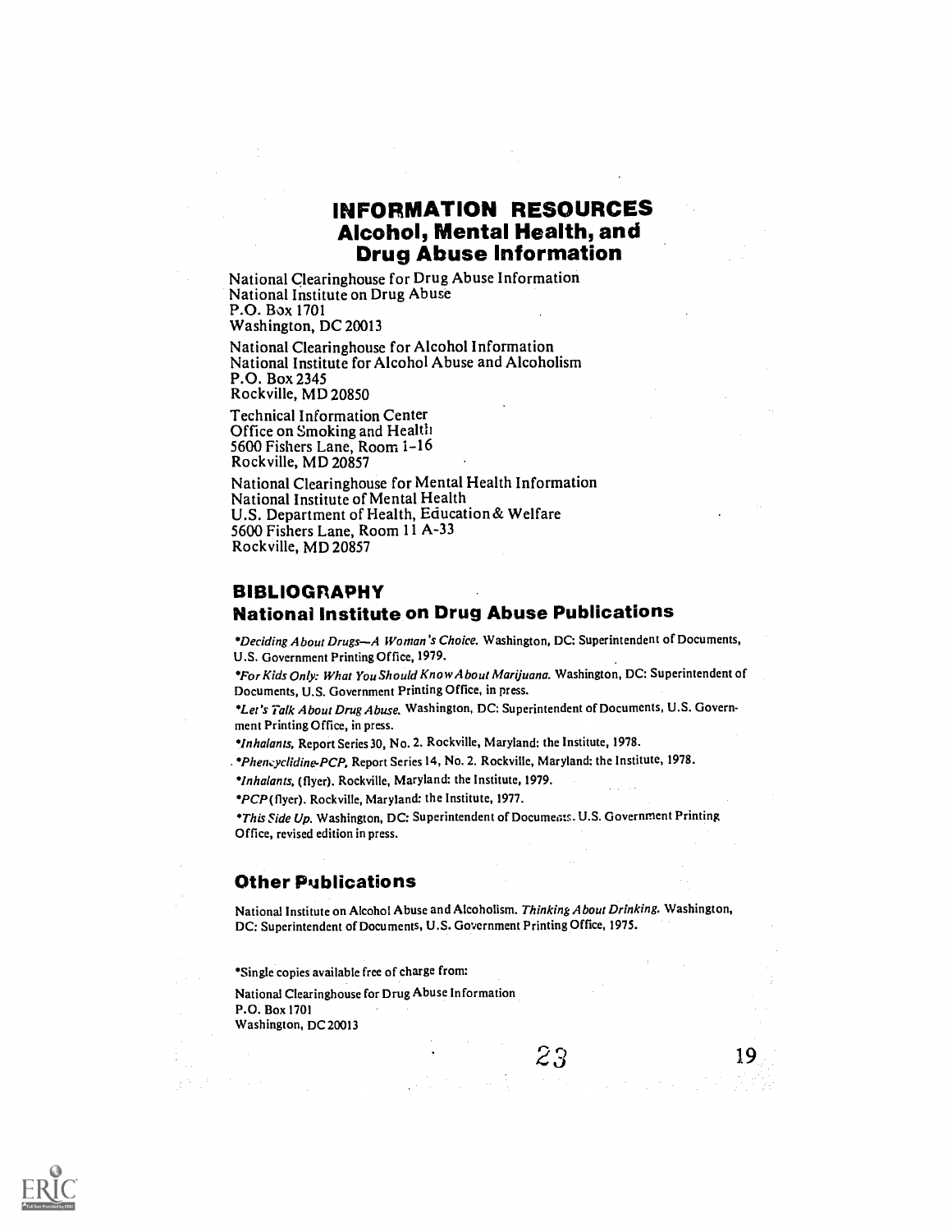# INFORMATION RESOURCES
## Alcohol, Mental Health, and Drug Abuse Information

National Clearinghouse for Drug Abuse Information
National Institute on Drug Abuse
P.O. Box 1701
Washington, DC 20013

National Clearinghouse for Alcohol Information
National Institute for Alcohol Abuse and Alcoholism
P.O. Box 2345
Rockville, MD 20850

Technical Information Center
Office on Smoking and Health
5600 Fishers Lane, Room 1-16
Rockville, MD 20857

National Clearinghouse for Mental Health Information
National Institute of Mental Health
U.S. Department of Health, Education & Welfare
5600 Fishers Lane, Room 11 A-33
Rockville, MD 20857

## BIBLIOGRAPHY
### National Institute on Drug Abuse Publications

*\*Deciding About Drugs—A Woman's Choice.* Washington, DC: Superintendent of Documents, U.S. Government Printing Office, 1979.

*\*For Kids Only: What You Should Know About Marijuana.* Washington, DC: Superintendent of Documents, U.S. Government Printing Office, in press.

*\*Let's Talk About Drug Abuse.* Washington, DC: Superintendent of Documents, U.S. Government Printing Office, in press.

*\*Inhalants,* Report Series 30, No. 2. Rockville, Maryland: the Institute, 1978.

*\*Phencyclidine-PCP,* Report Series 14, No. 2. Rockville, Maryland: the Institute, 1978.

*\*Inhalants,* (flyer). Rockville, Maryland: the Institute, 1979.

*\*PCP* (flyer). Rockville, Maryland: the Institute, 1977.

*\*This Side Up.* Washington, DC: Superintendent of Documents. U.S. Government Printing Office, revised edition in press.

### Other Publications

National Institute on Alcohol Abuse and Alcoholism. *Thinking About Drinking.* Washington, DC: Superintendent of Documents, U.S. Government Printing Office, 1975.

\*Single copies available free of charge from:

National Clearinghouse for Drug Abuse Information
P.O. Box 1701
Washington, DC 20013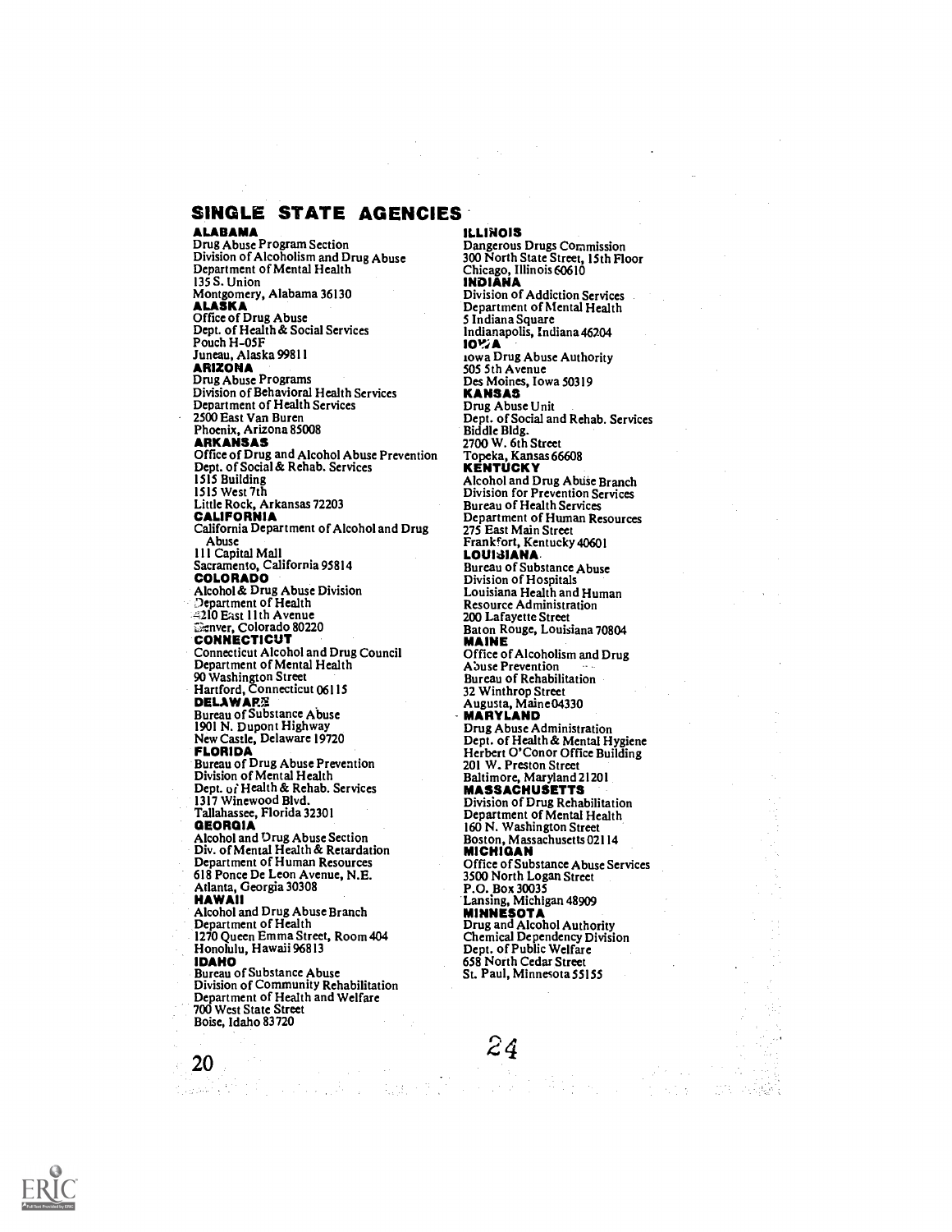## SINGLE STATE AGENCIES

**ALABAMA**
Drug Abuse Program Section
Division of Alcoholism and Drug Abuse
Department of Mental Health
135 S. Union
Montgomery, Alabama 36130

**ALASKA**
Office of Drug Abuse
Dept. of Health & Social Services
Pouch H-05F
Juneau, Alaska 99811

**ARIZONA**
Drug Abuse Programs
Division of Behavioral Health Services
Department of Health Services
2500 East Van Buren
Phoenix, Arizona 85008

**ARKANSAS**
Office of Drug and Alcohol Abuse Prevention
Dept. of Social & Rehab. Services
1515 Building
1515 West 7th
Little Rock, Arkansas 72203

**CALIFORNIA**
California Department of Alcohol and Drug Abuse
111 Capital Mall
Sacramento, California 95814

**COLORADO**
Alcohol & Drug Abuse Division
Department of Health
4210 East 11th Avenue
Denver, Colorado 80220

**CONNECTICUT**
Connecticut Alcohol and Drug Council
Department of Mental Health
90 Washington Street
Hartford, Connecticut 06115

**DELAWARE**
Bureau of Substance Abuse
1901 N. Dupont Highway
New Castle, Delaware 19720

**FLORIDA**
Bureau of Drug Abuse Prevention
Division of Mental Health
Dept. of Health & Rehab. Services
1317 Winewood Blvd.
Tallahassee, Florida 32301

**GEORGIA**
Alcohol and Drug Abuse Section
Div. of Mental Health & Retardation
Department of Human Resources
618 Ponce De Leon Avenue, N.E.
Atlanta, Georgia 30308

**HAWAII**
Alcohol and Drug Abuse Branch
Department of Health
1270 Queen Emma Street, Room 404
Honolulu, Hawaii 96813

**IDAHO**
Bureau of Substance Abuse
Division of Community Rehabilitation
Department of Health and Welfare
700 West State Street
Boise, Idaho 83720

**ILLINOIS**
Dangerous Drugs Commission
300 North State Street, 15th Floor
Chicago, Illinois 60610

**INDIANA**
Division of Addiction Services
Department of Mental Health
5 Indiana Square
Indianapolis, Indiana 46204

**IOWA**
Iowa Drug Abuse Authority
505 5th Avenue
Des Moines, Iowa 50319

**KANSAS**
Drug Abuse Unit
Dept. of Social and Rehab. Services
Biddle Bldg.
2700 W. 6th Street
Topeka, Kansas 66608

**KENTUCKY**
Alcohol and Drug Abuse Branch
Division for Prevention Services
Bureau of Health Services
Department of Human Resources
275 East Main Street
Frankfort, Kentucky 40601

**LOUISIANA**
Bureau of Substance Abuse
Division of Hospitals
Louisiana Health and Human Resource Administration
200 Lafayette Street
Baton Rouge, Louisiana 70804

**MAINE**
Office of Alcoholism and Drug Abuse Prevention
Bureau of Rehabilitation
32 Winthrop Street
Augusta, Maine 04330

**MARYLAND**
Drug Abuse Administration
Dept. of Health & Mental Hygiene
Herbert O'Conor Office Building
201 W. Preston Street
Baltimore, Maryland 21201

**MASSACHUSETTS**
Division of Drug Rehabilitation
Department of Mental Health
160 N. Washington Street
Boston, Massachusetts 02114

**MICHIGAN**
Office of Substance Abuse Services
3500 North Logan Street
P.O. Box 30035
Lansing, Michigan 48909

**MINNESOTA**
Drug and Alcohol Authority
Chemical Dependency Division
Dept. of Public Welfare
658 North Cedar Street
St. Paul, Minnesota 55155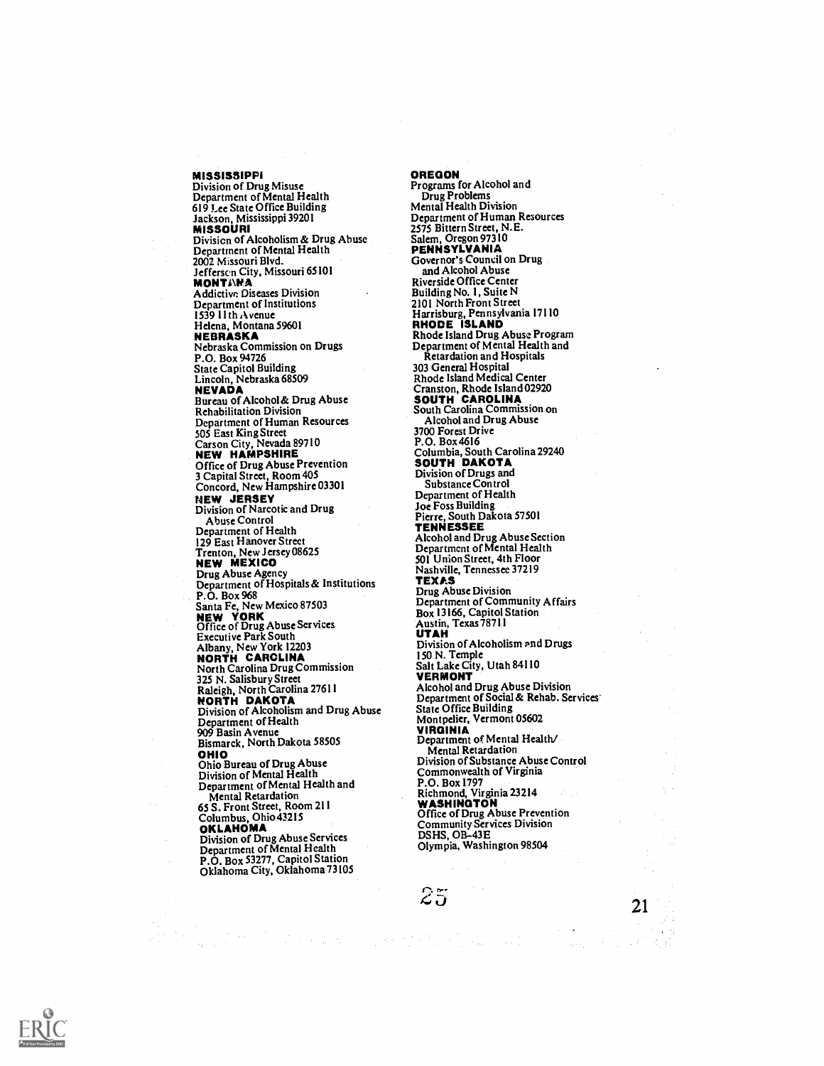**MISSISSIPPI**
Division of Drug Misuse
Department of Mental Health
619 Lee State Office Building
Jackson, Mississippi 39201

**MISSOURI**
Division of Alcoholism & Drug Abuse
Department of Mental Health
2002 Missouri Blvd.
Jefferson City, Missouri 65101

**MONTANA**
Addictive Diseases Division
Department of Institutions
1539 11th Avenue
Helena, Montana 59601

**NEBRASKA**
Nebraska Commission on Drugs
P.O. Box 94726
State Capitol Building
Lincoln, Nebraska 68509

**NEVADA**
Bureau of Alcohol & Drug Abuse
Rehabilitation Division
Department of Human Resources
505 East King Street
Carson City, Nevada 89710

**NEW HAMPSHIRE**
Office of Drug Abuse Prevention
3 Capital Street, Room 405
Concord, New Hampshire 03301

**NEW JERSEY**
Division of Narcotic and Drug
Abuse Control
Department of Health
129 East Hanover Street
Trenton, New Jersey 08625

**NEW MEXICO**
Drug Abuse Agency
Department of Hospitals & Institutions
P.O. Box 968
Santa Fe, New Mexico 87503

**NEW YORK**
Office of Drug Abuse Services
Executive Park South
Albany, New York 12203

**NORTH CAROLINA**
North Carolina Drug Commission
325 N. Salisbury Street
Raleigh, North Carolina 27611

**NORTH DAKOTA**
Division of Alcoholism and Drug Abuse
Department of Health
909 Basin Avenue
Bismarck, North Dakota 58505

**OHIO**
Ohio Bureau of Drug Abuse
Division of Mental Health
Department of Mental Health and
Mental Retardation
65 S. Front Street, Room 211
Columbus, Ohio 43215

**OKLAHOMA**
Division of Drug Abuse Services
Department of Mental Health
P.O. Box 53277, Capitol Station
Oklahoma City, Oklahoma 73105

**OREGON**
Programs for Alcohol and
Drug Problems
Mental Health Division
Department of Human Resources
2575 Bittern Street, N.E.
Salem, Oregon 97310

**PENNSYLVANIA**
Governor's Council on Drug
and Alcohol Abuse
Riverside Office Center
Building No. 1, Suite N
2101 North Front Street
Harrisburg, Pennsylvania 17110

**RHODE ISLAND**
Rhode Island Drug Abuse Program
Department of Mental Health and
Retardation and Hospitals
303 General Hospital
Rhode Island Medical Center
Cranston, Rhode Island 02920

**SOUTH CAROLINA**
South Carolina Commission on
Alcohol and Drug Abuse
3700 Forest Drive
P.O. Box 4616
Columbia, South Carolina 29240

**SOUTH DAKOTA**
Division of Drugs and
Substance Control
Department of Health
Joe Foss Building
Pierre, South Dakota 57501

**TENNESSEE**
Alcohol and Drug Abuse Section
Department of Mental Health
501 Union Street, 4th Floor
Nashville, Tennessee 37219

**TEXAS**
Drug Abuse Division
Department of Community Affairs
Box 13166, Capitol Station
Austin, Texas 78711

**UTAH**
Division of Alcoholism and Drugs
150 N. Temple
Salt Lake City, Utah 84110

**VERMONT**
Alcohol and Drug Abuse Division
Department of Social & Rehab. Services
State Office Building
Montpelier, Vermont 05602

**VIRGINIA**
Department of Mental Health/
Mental Retardation
Division of Substance Abuse Control
Commonwealth of Virginia
P.O. Box 1797
Richmond, Virginia 23214

**WASHINGTON**
Office of Drug Abuse Prevention
Community Services Division
DSHS, OB-43E
Olympia, Washington 98504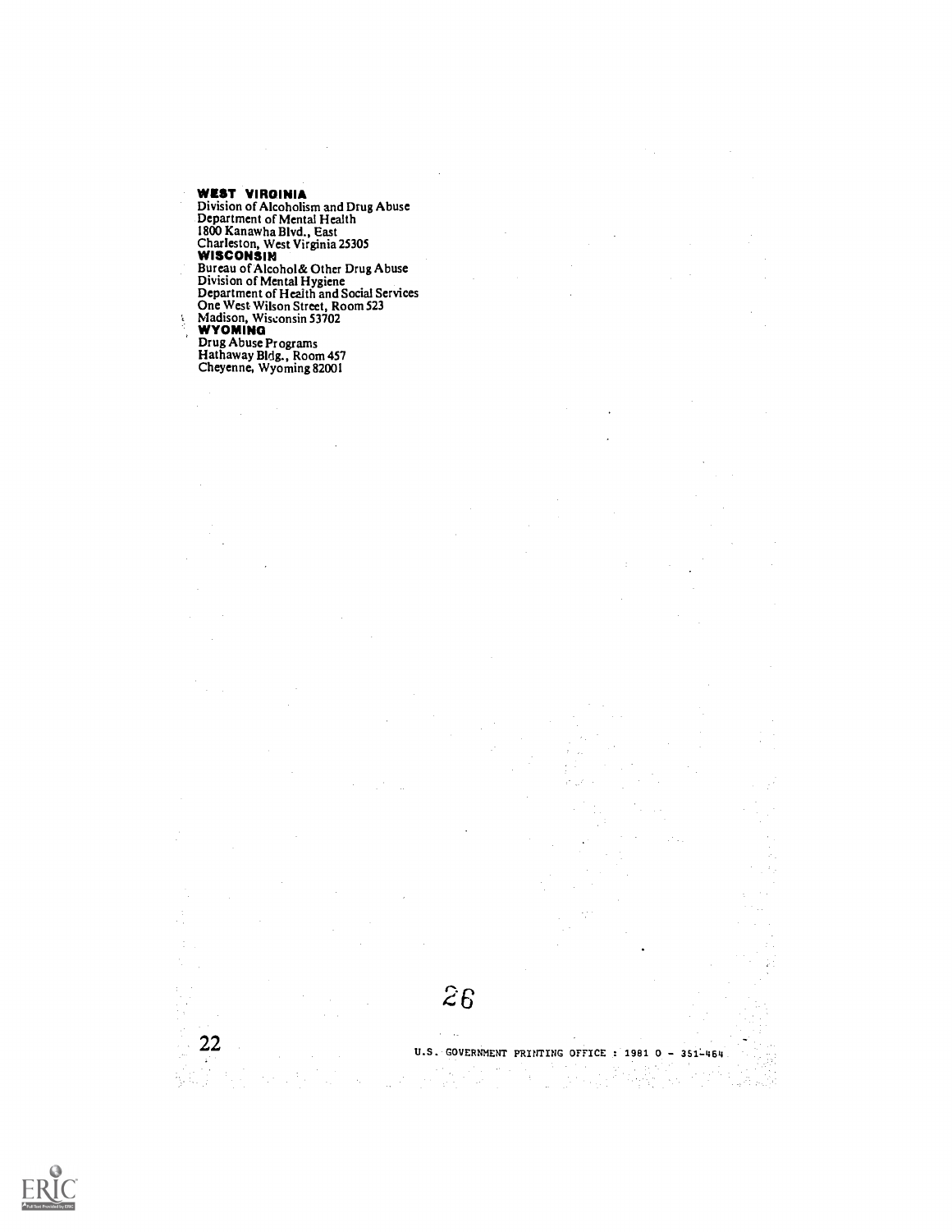**WEST VIRGINIA**
Division of Alcoholism and Drug Abuse
Department of Mental Health
1800 Kanawha Blvd., East
Charleston, West Virginia 25305

**WISCONSIN**
Bureau of Alcohol & Other Drug Abuse
Division of Mental Hygiene
Department of Health and Social Services
One West Wilson Street, Room 523
Madison, Wisconsin 53702

**WYOMING**
Drug Abuse Programs
Hathaway Bldg., Room 457
Cheyenne, Wyoming 82001

U.S. GOVERNMENT PRINTING OFFICE : 1981 O - 351-464